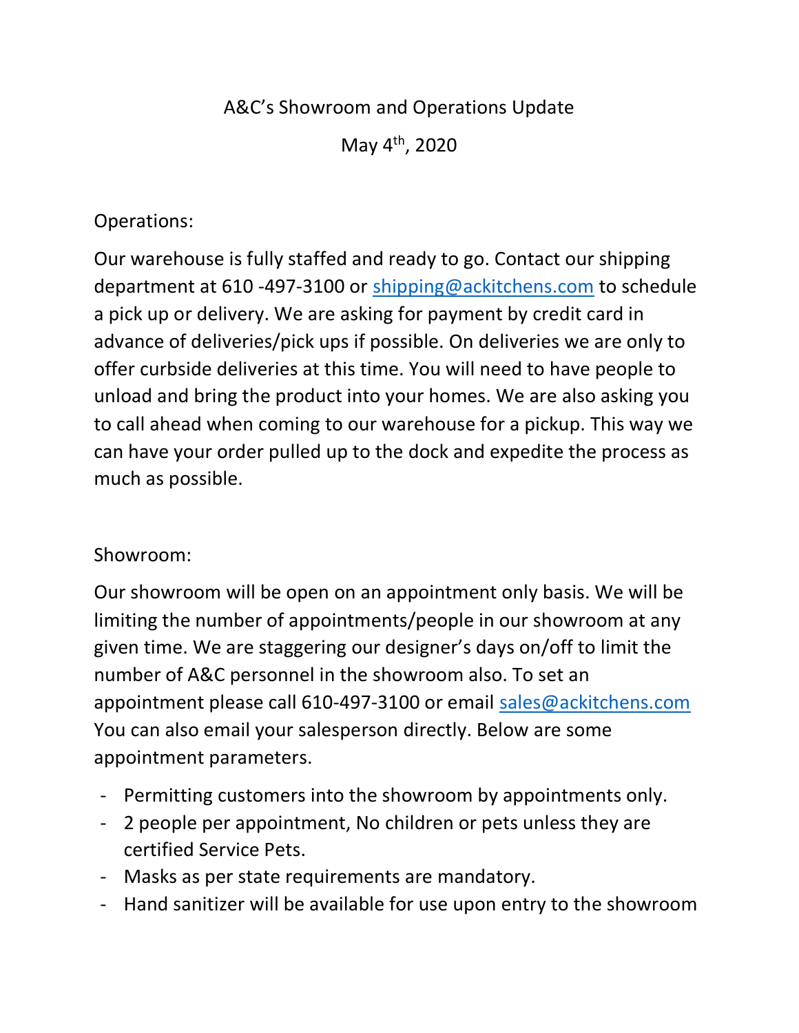# A&C's Showroom and Operations Update

May 4th, 2020

## Operations:

Our warehouse is fully staffed and ready to go. Contact our shipping department at 610 -497-3100 or shipping@ackitchens.com to schedule a pick up or delivery. We are asking for payment by credit card in advance of deliveries/pick ups if possible. On deliveries we are only to offer curbside deliveries at this time. You will need to have people to unload and bring the product into your homes. We are also asking you to call ahead when coming to our warehouse for a pickup. This way we can have your order pulled up to the dock and expedite the process as much as possible.

## Showroom:

Our showroom will be open on an appointment only basis. We will be limiting the number of appointments/people in our showroom at any given time. We are staggering our designer's days on/off to limit the number of A&C personnel in the showroom also. To set an appointment please call 610-497-3100 or email sales@ackitchens.com You can also email your salesperson directly. Below are some appointment parameters.

- Permitting customers into the showroom by appointments only.
- 2 people per appointment, No children or pets unless they are certified Service Pets.
- Masks as per state requirements are mandatory.
- Hand sanitizer will be available for use upon entry to the showroom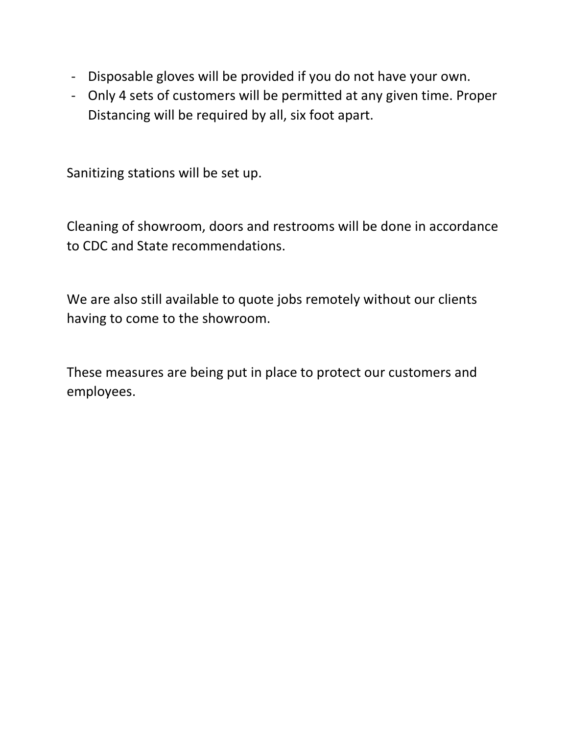- Disposable gloves will be provided if you do not have your own.
- Only 4 sets of customers will be permitted at any given time. Proper Distancing will be required by all, six foot apart.

Sanitizing stations will be set up.

Cleaning of showroom, doors and restrooms will be done in accordance to CDC and State recommendations.

We are also still available to quote jobs remotely without our clients having to come to the showroom.

These measures are being put in place to protect our customers and employees.